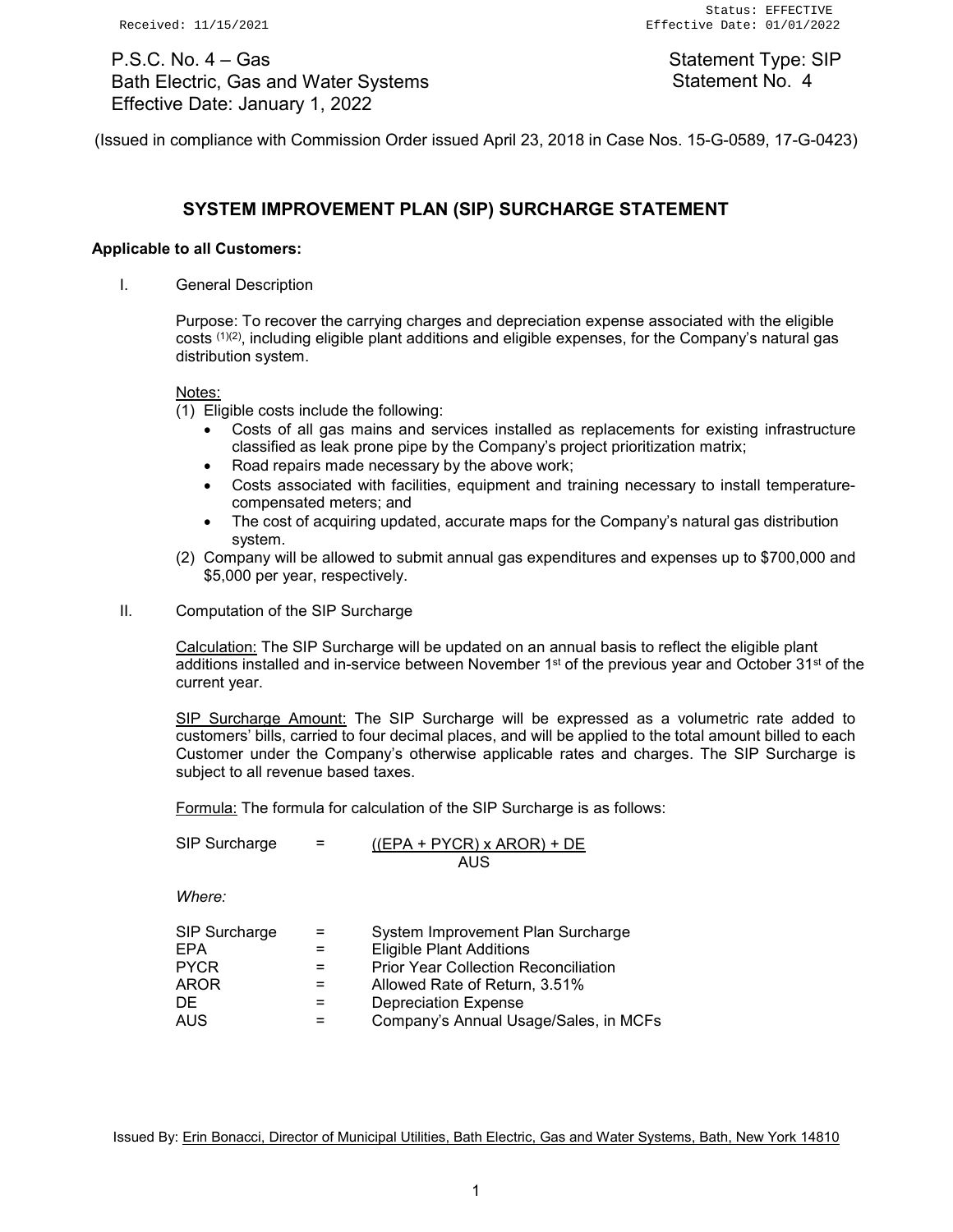Received: 11/15/2021

Status: EFFECTIVE
Effective Date: 01/01/2022

P.S.C. No. 4 – Gas
Bath Electric, Gas and Water Systems
Effective Date: January 1, 2022

Statement Type: SIP
Statement No. 4

(Issued in compliance with Commission Order issued April 23, 2018 in Case Nos. 15-G-0589, 17-G-0423)

## SYSTEM IMPROVEMENT PLAN (SIP) SURCHARGE STATEMENT

**Applicable to all Customers:**

I. General Description

Purpose: To recover the carrying charges and depreciation expense associated with the eligible costs [(1)(2)], including eligible plant additions and eligible expenses, for the Company's natural gas distribution system.

Notes:

(1) Eligible costs include the following:
- Costs of all gas mains and services installed as replacements for existing infrastructure classified as leak prone pipe by the Company's project prioritization matrix;
- Road repairs made necessary by the above work;
- Costs associated with facilities, equipment and training necessary to install temperature-compensated meters; and
- The cost of acquiring updated, accurate maps for the Company's natural gas distribution system.

(2) Company will be allowed to submit annual gas expenditures and expenses up to $700,000 and $5,000 per year, respectively.

II. Computation of the SIP Surcharge

Calculation: The SIP Surcharge will be updated on an annual basis to reflect the eligible plant additions installed and in-service between November 1st of the previous year and October 31st of the current year.

SIP Surcharge Amount: The SIP Surcharge will be expressed as a volumetric rate added to customers' bills, carried to four decimal places, and will be applied to the total amount billed to each Customer under the Company's otherwise applicable rates and charges. The SIP Surcharge is subject to all revenue based taxes.

Formula: The formula for calculation of the SIP Surcharge is as follows:

$$\text{SIP Surcharge} = \frac{((\text{EPA} + \text{PYCR}) \times \text{AROR}) + \text{DE}}{\text{AUS}}$$

*Where:*

| | | |
|---|---|---|
| SIP Surcharge | = | System Improvement Plan Surcharge |
| EPA | = | Eligible Plant Additions |
| PYCR | = | Prior Year Collection Reconciliation |
| AROR | = | Allowed Rate of Return, 3.51% |
| DE | = | Depreciation Expense |
| AUS | = | Company's Annual Usage/Sales, in MCFs |

Issued By: Erin Bonacci, Director of Municipal Utilities, Bath Electric, Gas and Water Systems, Bath, New York 14810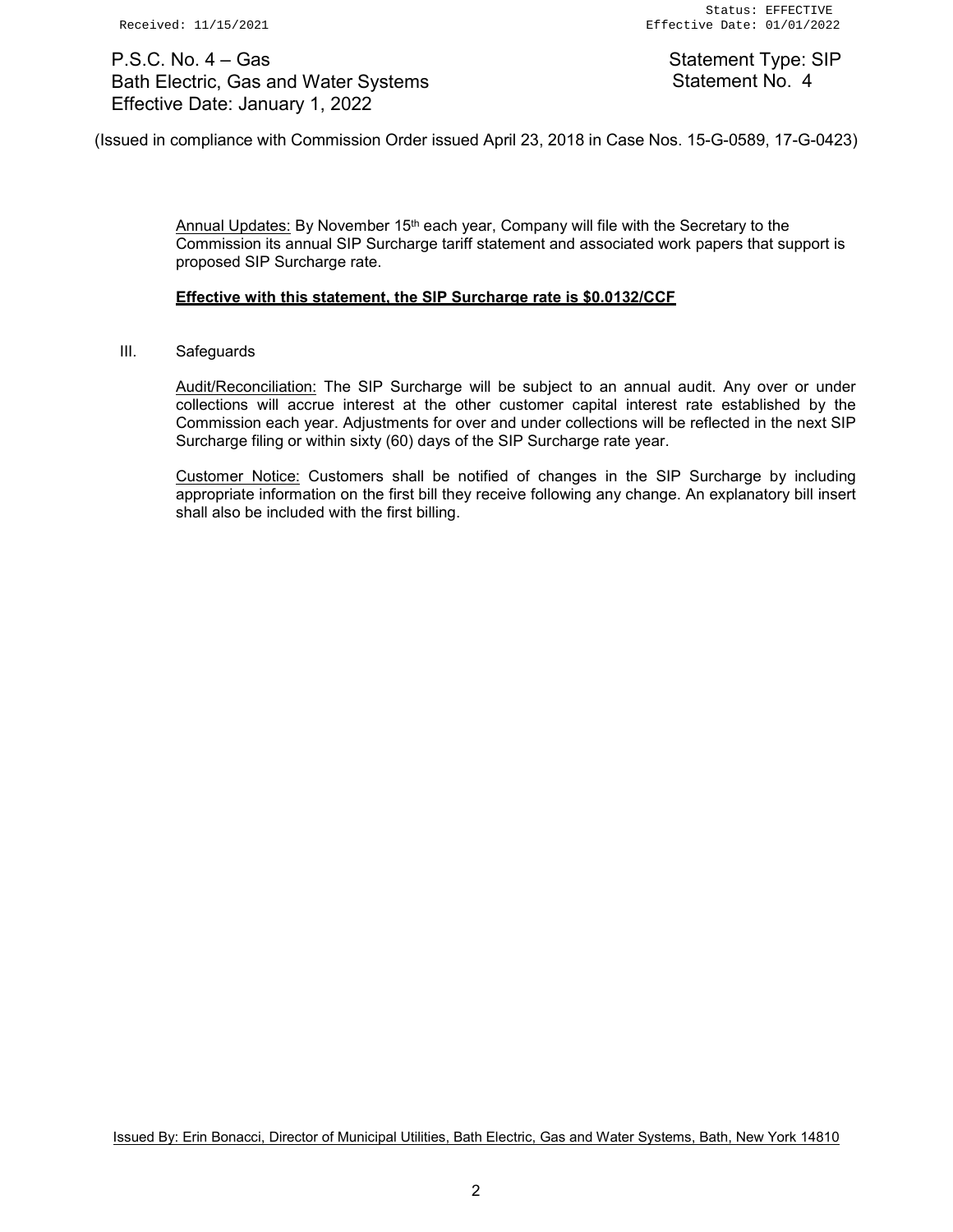P.S.C. No. 4 – Gas
Bath Electric, Gas and Water Systems
Effective Date: January 1, 2022

Statement Type: SIP
Statement No. 4

(Issued in compliance with Commission Order issued April 23, 2018 in Case Nos. 15-G-0589, 17-G-0423)

Annual Updates: By November 15th each year, Company will file with the Secretary to the Commission its annual SIP Surcharge tariff statement and associated work papers that support is proposed SIP Surcharge rate.

**Effective with this statement, the SIP Surcharge rate is $0.0132/CCF**

III. Safeguards

Audit/Reconciliation: The SIP Surcharge will be subject to an annual audit. Any over or under collections will accrue interest at the other customer capital interest rate established by the Commission each year. Adjustments for over and under collections will be reflected in the next SIP Surcharge filing or within sixty (60) days of the SIP Surcharge rate year.

Customer Notice: Customers shall be notified of changes in the SIP Surcharge by including appropriate information on the first bill they receive following any change. An explanatory bill insert shall also be included with the first billing.

Issued By: Erin Bonacci, Director of Municipal Utilities, Bath Electric, Gas and Water Systems, Bath, New York 14810